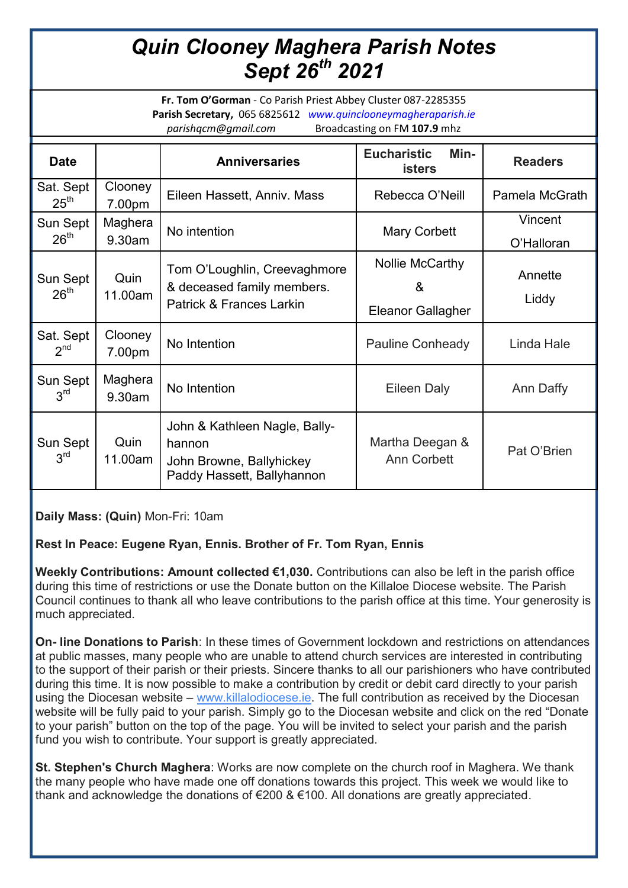# *Quin Clooney Maghera Parish Notes Sept 26th 2021*

**Fr. Tom O'Gorman** - Co Parish Priest Abbey Cluster 087-2285355
**Parish Secretary,** 065 6825612 *www.quinclooneymagheraparish.ie*
*parishqcm@gmail.com* Broadcasting on FM **107.9** mhz

| Date | | Anniversaries | Eucharistic Ministers | Readers |
|---|---|---|---|---|
| Sat. Sept 25th | Clooney 7.00pm | Eileen Hassett, Anniv. Mass | Rebecca O'Neill | Pamela McGrath |
| Sun Sept 26th | Maghera 9.30am | No intention | Mary Corbett | Vincent O'Halloran |
| Sun Sept 26th | Quin 11.00am | Tom O'Loughlin, Creevaghmore & deceased family members. Patrick & Frances Larkin | Nollie McCarthy & Eleanor Gallagher | Annette Liddy |
| Sat. Sept 2nd | Clooney 7.00pm | No Intention | Pauline Conheady | Linda Hale |
| Sun Sept 3rd | Maghera 9.30am | No Intention | Eileen Daly | Ann Daffy |
| Sun Sept 3rd | Quin 11.00am | John & Kathleen Nagle, Ballyhannon John Browne, Ballyhickey Paddy Hassett, Ballyhannon | Martha Deegan & Ann Corbett | Pat O'Brien |

**Daily Mass: (Quin)** Mon-Fri: 10am

**Rest In Peace: Eugene Ryan, Ennis. Brother of Fr. Tom Ryan, Ennis**

**Weekly Contributions: Amount collected €1,030.** Contributions can also be left in the parish office during this time of restrictions or use the Donate button on the Killaloe Diocese website. The Parish Council continues to thank all who leave contributions to the parish office at this time. Your generosity is much appreciated.

**On- line Donations to Parish**: In these times of Government lockdown and restrictions on attendances at public masses, many people who are unable to attend church services are interested in contributing to the support of their parish or their priests. Sincere thanks to all our parishioners who have contributed during this time. It is now possible to make a contribution by credit or debit card directly to your parish using the Diocesan website – www.killalodiocese.ie. The full contribution as received by the Diocesan website will be fully paid to your parish. Simply go to the Diocesan website and click on the red "Donate to your parish" button on the top of the page. You will be invited to select your parish and the parish fund you wish to contribute. Your support is greatly appreciated.

**St. Stephen's Church Maghera**: Works are now complete on the church roof in Maghera. We thank the many people who have made one off donations towards this project. This week we would like to thank and acknowledge the donations of €200 & €100. All donations are greatly appreciated.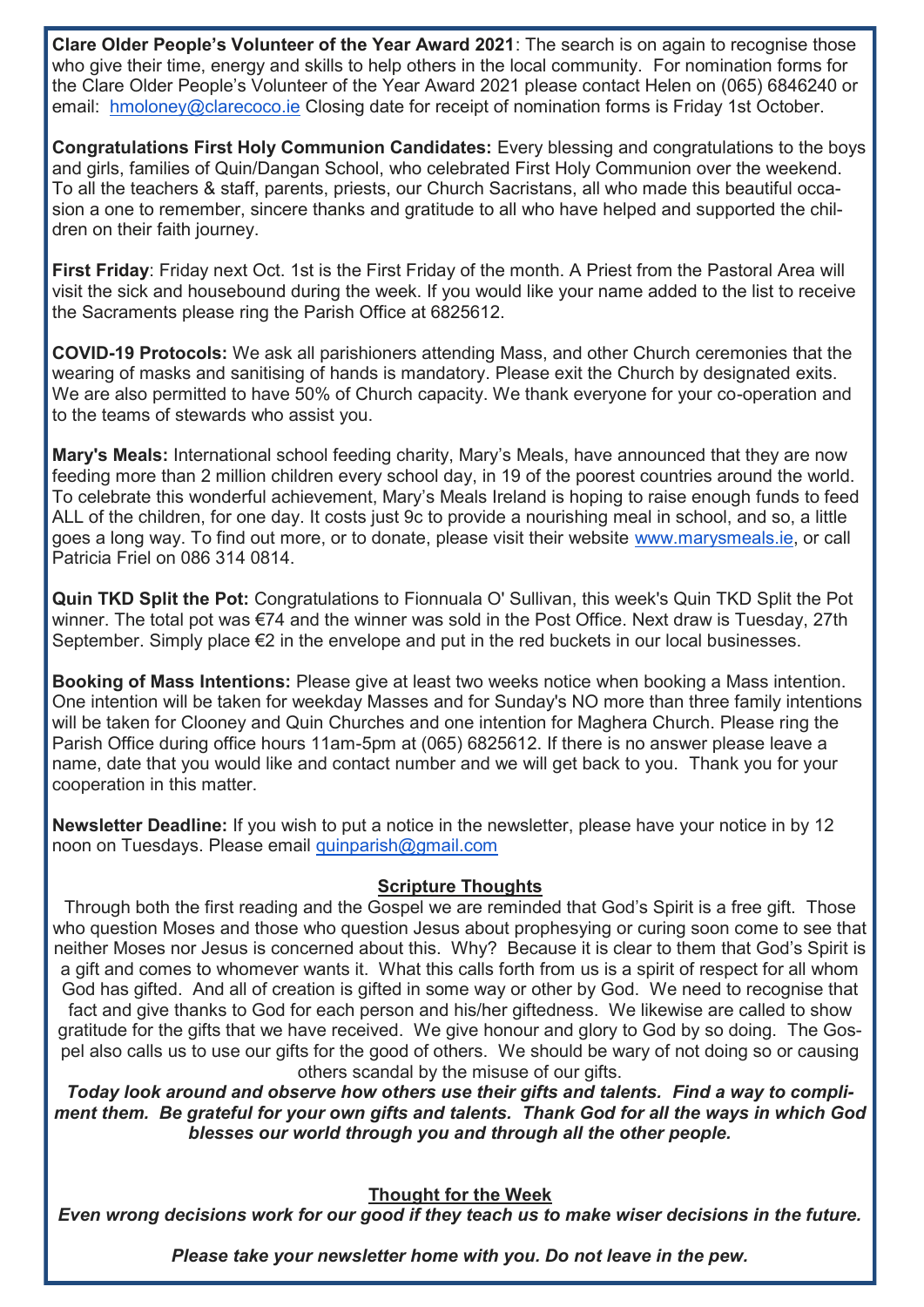**Clare Older People's Volunteer of the Year Award 2021**: The search is on again to recognise those who give their time, energy and skills to help others in the local community. For nomination forms for the Clare Older People's Volunteer of the Year Award 2021 please contact Helen on (065) 6846240 or email: hmoloney@clarecoco.ie Closing date for receipt of nomination forms is Friday 1st October.

**Congratulations First Holy Communion Candidates:** Every blessing and congratulations to the boys and girls, families of Quin/Dangan School, who celebrated First Holy Communion over the weekend. To all the teachers & staff, parents, priests, our Church Sacristans, all who made this beautiful occasion a one to remember, sincere thanks and gratitude to all who have helped and supported the children on their faith journey.

**First Friday**: Friday next Oct. 1st is the First Friday of the month. A Priest from the Pastoral Area will visit the sick and housebound during the week. If you would like your name added to the list to receive the Sacraments please ring the Parish Office at 6825612.

**COVID-19 Protocols:** We ask all parishioners attending Mass, and other Church ceremonies that the wearing of masks and sanitising of hands is mandatory. Please exit the Church by designated exits. We are also permitted to have 50% of Church capacity. We thank everyone for your co-operation and to the teams of stewards who assist you.

**Mary's Meals:** International school feeding charity, Mary's Meals, have announced that they are now feeding more than 2 million children every school day, in 19 of the poorest countries around the world. To celebrate this wonderful achievement, Mary's Meals Ireland is hoping to raise enough funds to feed ALL of the children, for one day. It costs just 9c to provide a nourishing meal in school, and so, a little goes a long way. To find out more, or to donate, please visit their website www.marysmeals.ie, or call Patricia Friel on 086 314 0814.

**Quin TKD Split the Pot:** Congratulations to Fionnuala O' Sullivan, this week's Quin TKD Split the Pot winner. The total pot was €74 and the winner was sold in the Post Office. Next draw is Tuesday, 27th September. Simply place €2 in the envelope and put in the red buckets in our local businesses.

**Booking of Mass Intentions:** Please give at least two weeks notice when booking a Mass intention. One intention will be taken for weekday Masses and for Sunday's NO more than three family intentions will be taken for Clooney and Quin Churches and one intention for Maghera Church. Please ring the Parish Office during office hours 11am-5pm at (065) 6825612. If there is no answer please leave a name, date that you would like and contact number and we will get back to you. Thank you for your cooperation in this matter.

**Newsletter Deadline:** If you wish to put a notice in the newsletter, please have your notice in by 12 noon on Tuesdays. Please email quinparish@gmail.com

## Scripture Thoughts

Through both the first reading and the Gospel we are reminded that God's Spirit is a free gift. Those who question Moses and those who question Jesus about prophesying or curing soon come to see that neither Moses nor Jesus is concerned about this. Why? Because it is clear to them that God's Spirit is a gift and comes to whomever wants it. What this calls forth from us is a spirit of respect for all whom God has gifted. And all of creation is gifted in some way or other by God. We need to recognise that fact and give thanks to God for each person and his/her giftedness. We likewise are called to show gratitude for the gifts that we have received. We give honour and glory to God by so doing. The Gospel also calls us to use our gifts for the good of others. We should be wary of not doing so or causing others scandal by the misuse of our gifts.

***Today look around and observe how others use their gifts and talents. Find a way to compliment them. Be grateful for your own gifts and talents. Thank God for all the ways in which God blesses our world through you and through all the other people.***

## Thought for the Week

***Even wrong decisions work for our good if they teach us to make wiser decisions in the future.***

***Please take your newsletter home with you. Do not leave in the pew.***